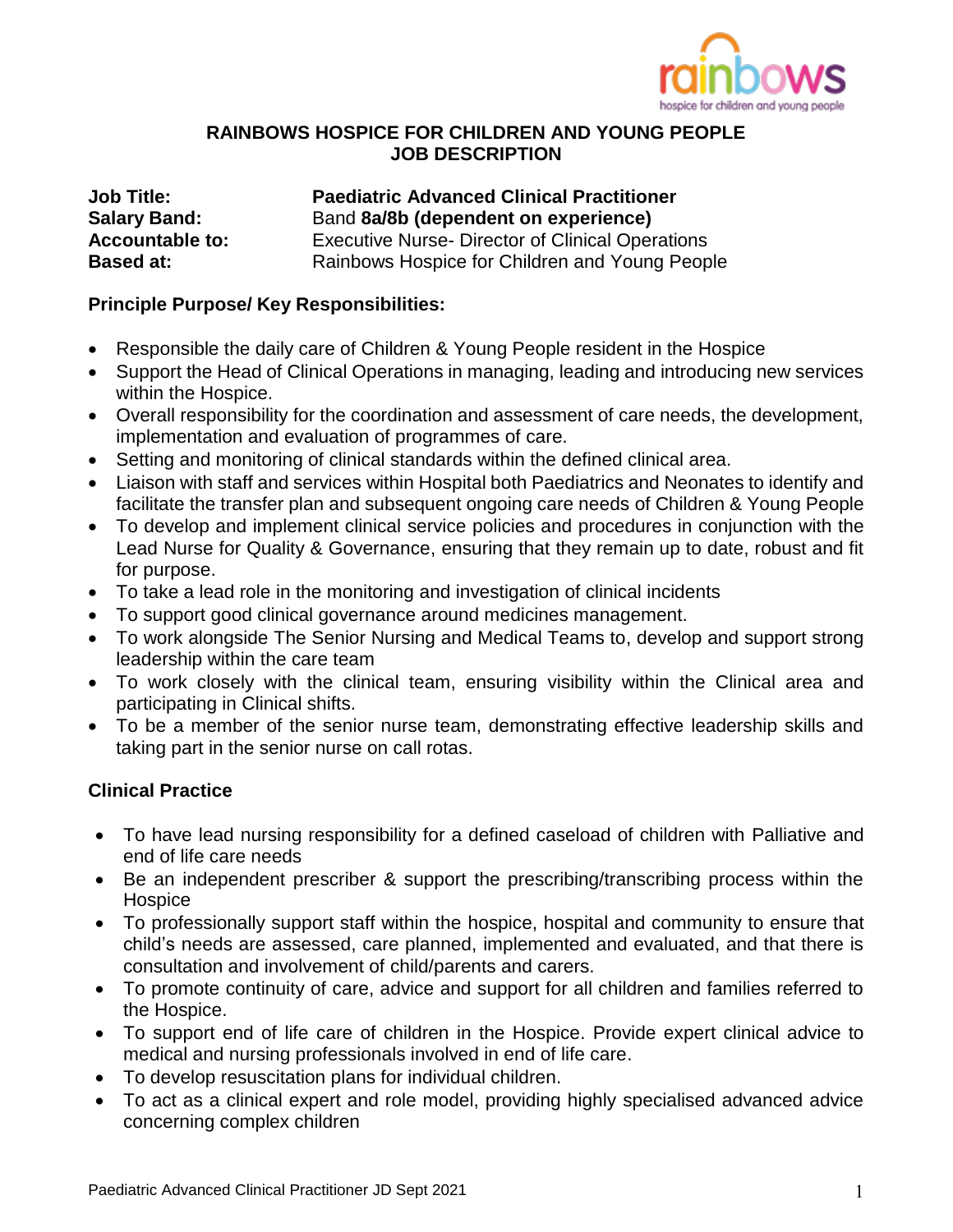# RAINBOWS HOSPICE FOR CHILDREN AND YOUNG PEOPLE
# JOB DESCRIPTION

**Job Title:** **Paediatric Advanced Clinical Practitioner**
**Salary Band:** Band **8a/8b (dependent on experience)**
**Accountable to:** Executive Nurse- Director of Clinical Operations
**Based at:** Rainbows Hospice for Children and Young People

## Principle Purpose/ Key Responsibilities:

- Responsible the daily care of Children & Young People resident in the Hospice
- Support the Head of Clinical Operations in managing, leading and introducing new services within the Hospice.
- Overall responsibility for the coordination and assessment of care needs, the development, implementation and evaluation of programmes of care.
- Setting and monitoring of clinical standards within the defined clinical area.
- Liaison with staff and services within Hospital both Paediatrics and Neonates to identify and facilitate the transfer plan and subsequent ongoing care needs of Children & Young People
- To develop and implement clinical service policies and procedures in conjunction with the Lead Nurse for Quality & Governance, ensuring that they remain up to date, robust and fit for purpose.
- To take a lead role in the monitoring and investigation of clinical incidents
- To support good clinical governance around medicines management.
- To work alongside The Senior Nursing and Medical Teams to, develop and support strong leadership within the care team
- To work closely with the clinical team, ensuring visibility within the Clinical area and participating in Clinical shifts.
- To be a member of the senior nurse team, demonstrating effective leadership skills and taking part in the senior nurse on call rotas.

## Clinical Practice

- To have lead nursing responsibility for a defined caseload of children with Palliative and end of life care needs
- Be an independent prescriber & support the prescribing/transcribing process within the Hospice
- To professionally support staff within the hospice, hospital and community to ensure that child's needs are assessed, care planned, implemented and evaluated, and that there is consultation and involvement of child/parents and carers.
- To promote continuity of care, advice and support for all children and families referred to the Hospice.
- To support end of life care of children in the Hospice. Provide expert clinical advice to medical and nursing professionals involved in end of life care.
- To develop resuscitation plans for individual children.
- To act as a clinical expert and role model, providing highly specialised advanced advice concerning complex children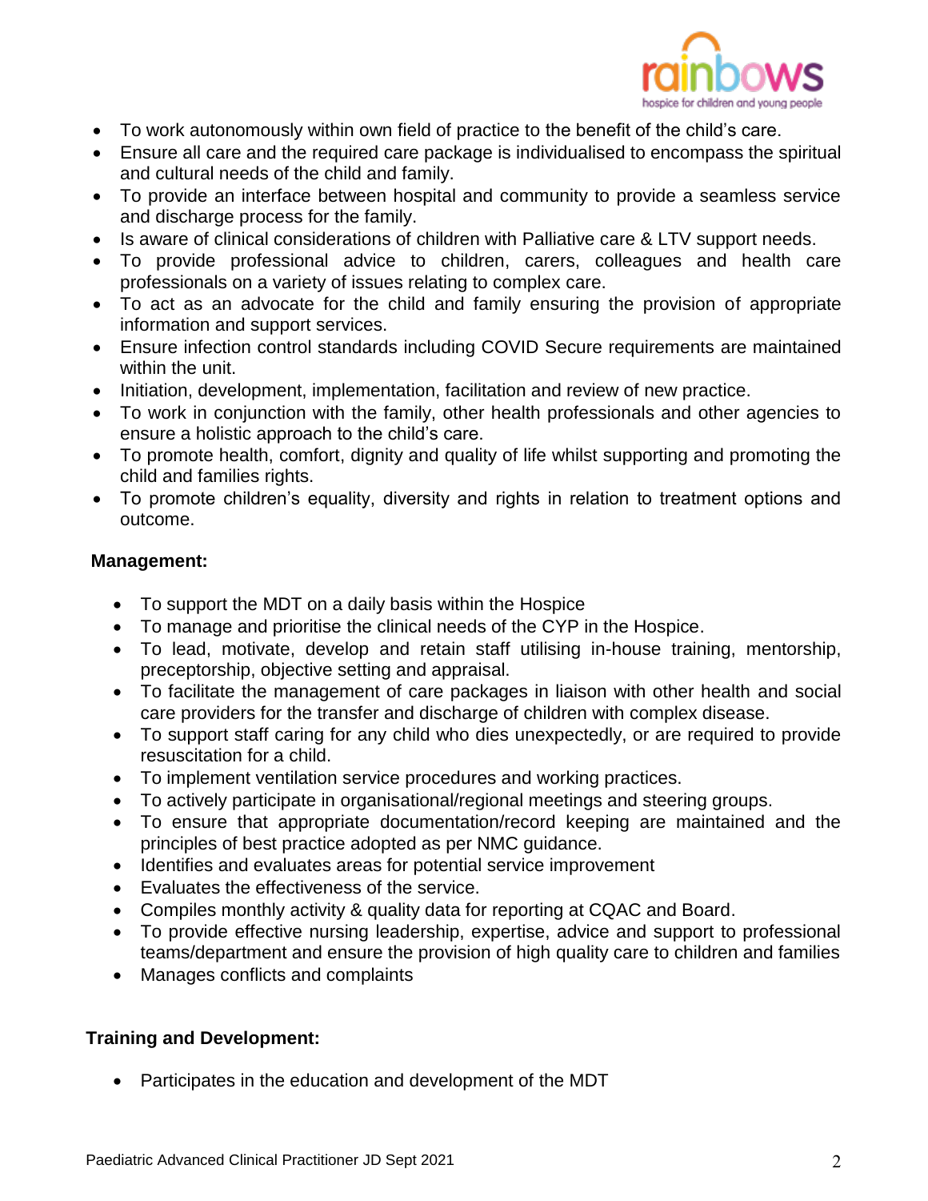- To work autonomously within own field of practice to the benefit of the child's care.
- Ensure all care and the required care package is individualised to encompass the spiritual and cultural needs of the child and family.
- To provide an interface between hospital and community to provide a seamless service and discharge process for the family.
- Is aware of clinical considerations of children with Palliative care & LTV support needs.
- To provide professional advice to children, carers, colleagues and health care professionals on a variety of issues relating to complex care.
- To act as an advocate for the child and family ensuring the provision of appropriate information and support services.
- Ensure infection control standards including COVID Secure requirements are maintained within the unit.
- Initiation, development, implementation, facilitation and review of new practice.
- To work in conjunction with the family, other health professionals and other agencies to ensure a holistic approach to the child's care.
- To promote health, comfort, dignity and quality of life whilst supporting and promoting the child and families rights.
- To promote children's equality, diversity and rights in relation to treatment options and outcome.

**Management:**

- To support the MDT on a daily basis within the Hospice
- To manage and prioritise the clinical needs of the CYP in the Hospice.
- To lead, motivate, develop and retain staff utilising in-house training, mentorship, preceptorship, objective setting and appraisal.
- To facilitate the management of care packages in liaison with other health and social care providers for the transfer and discharge of children with complex disease.
- To support staff caring for any child who dies unexpectedly, or are required to provide resuscitation for a child.
- To implement ventilation service procedures and working practices.
- To actively participate in organisational/regional meetings and steering groups.
- To ensure that appropriate documentation/record keeping are maintained and the principles of best practice adopted as per NMC guidance.
- Identifies and evaluates areas for potential service improvement
- Evaluates the effectiveness of the service.
- Compiles monthly activity & quality data for reporting at CQAC and Board.
- To provide effective nursing leadership, expertise, advice and support to professional teams/department and ensure the provision of high quality care to children and families
- Manages conflicts and complaints

**Training and Development:**

- Participates in the education and development of the MDT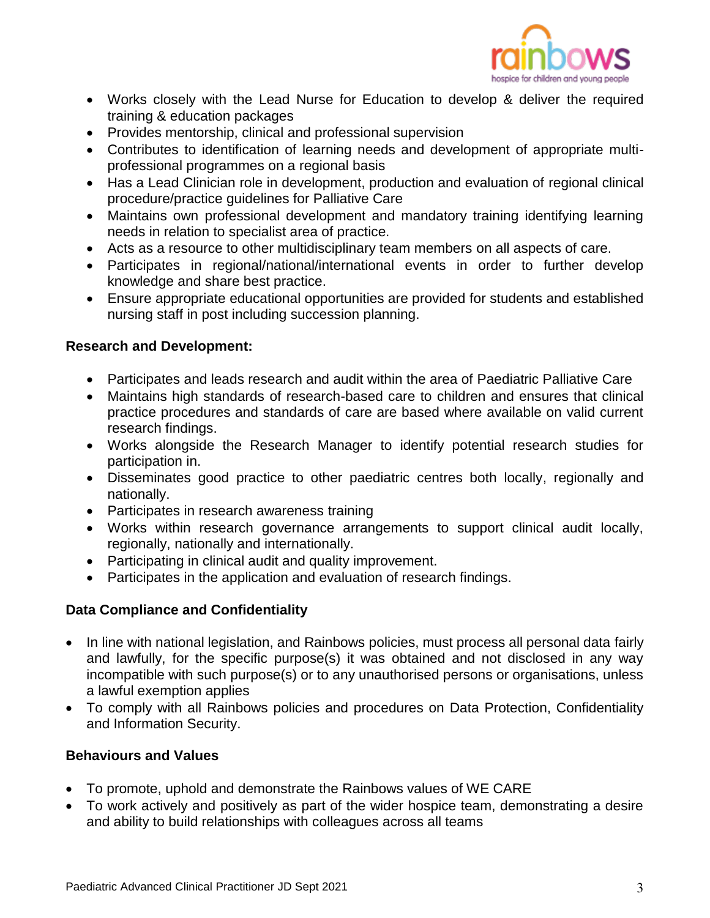- Works closely with the Lead Nurse for Education to develop & deliver the required training & education packages
- Provides mentorship, clinical and professional supervision
- Contributes to identification of learning needs and development of appropriate multi-professional programmes on a regional basis
- Has a Lead Clinician role in development, production and evaluation of regional clinical procedure/practice guidelines for Palliative Care
- Maintains own professional development and mandatory training identifying learning needs in relation to specialist area of practice.
- Acts as a resource to other multidisciplinary team members on all aspects of care.
- Participates in regional/national/international events in order to further develop knowledge and share best practice.
- Ensure appropriate educational opportunities are provided for students and established nursing staff in post including succession planning.

**Research and Development:**

- Participates and leads research and audit within the area of Paediatric Palliative Care
- Maintains high standards of research-based care to children and ensures that clinical practice procedures and standards of care are based where available on valid current research findings.
- Works alongside the Research Manager to identify potential research studies for participation in.
- Disseminates good practice to other paediatric centres both locally, regionally and nationally.
- Participates in research awareness training
- Works within research governance arrangements to support clinical audit locally, regionally, nationally and internationally.
- Participating in clinical audit and quality improvement.
- Participates in the application and evaluation of research findings.

**Data Compliance and Confidentiality**

- In line with national legislation, and Rainbows policies, must process all personal data fairly and lawfully, for the specific purpose(s) it was obtained and not disclosed in any way incompatible with such purpose(s) or to any unauthorised persons or organisations, unless a lawful exemption applies
- To comply with all Rainbows policies and procedures on Data Protection, Confidentiality and Information Security.

**Behaviours and Values**

- To promote, uphold and demonstrate the Rainbows values of WE CARE
- To work actively and positively as part of the wider hospice team, demonstrating a desire and ability to build relationships with colleagues across all teams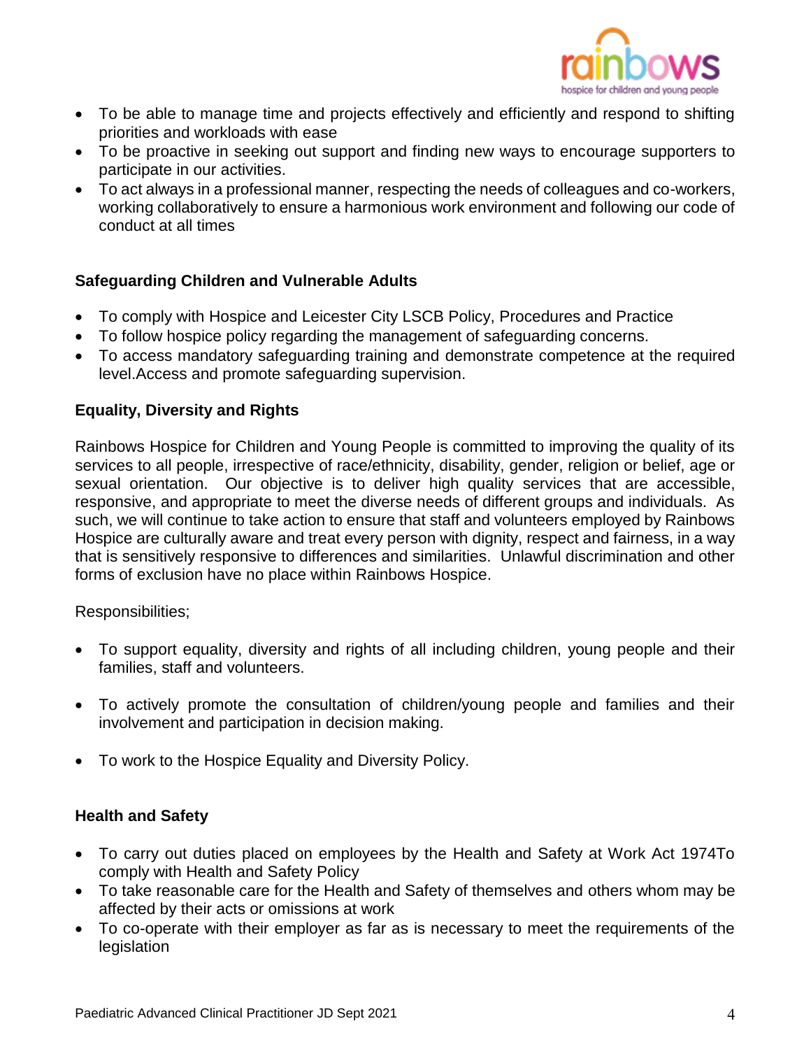- To be able to manage time and projects effectively and efficiently and respond to shifting priorities and workloads with ease
- To be proactive in seeking out support and finding new ways to encourage supporters to participate in our activities.
- To act always in a professional manner, respecting the needs of colleagues and co-workers, working collaboratively to ensure a harmonious work environment and following our code of conduct at all times

**Safeguarding Children and Vulnerable Adults**

- To comply with Hospice and Leicester City LSCB Policy, Procedures and Practice
- To follow hospice policy regarding the management of safeguarding concerns.
- To access mandatory safeguarding training and demonstrate competence at the required level.Access and promote safeguarding supervision.

**Equality, Diversity and Rights**

Rainbows Hospice for Children and Young People is committed to improving the quality of its services to all people, irrespective of race/ethnicity, disability, gender, religion or belief, age or sexual orientation. Our objective is to deliver high quality services that are accessible, responsive, and appropriate to meet the diverse needs of different groups and individuals. As such, we will continue to take action to ensure that staff and volunteers employed by Rainbows Hospice are culturally aware and treat every person with dignity, respect and fairness, in a way that is sensitively responsive to differences and similarities. Unlawful discrimination and other forms of exclusion have no place within Rainbows Hospice.

Responsibilities;

- To support equality, diversity and rights of all including children, young people and their families, staff and volunteers.
- To actively promote the consultation of children/young people and families and their involvement and participation in decision making.
- To work to the Hospice Equality and Diversity Policy.

**Health and Safety**

- To carry out duties placed on employees by the Health and Safety at Work Act 1974To comply with Health and Safety Policy
- To take reasonable care for the Health and Safety of themselves and others whom may be affected by their acts or omissions at work
- To co-operate with their employer as far as is necessary to meet the requirements of the legislation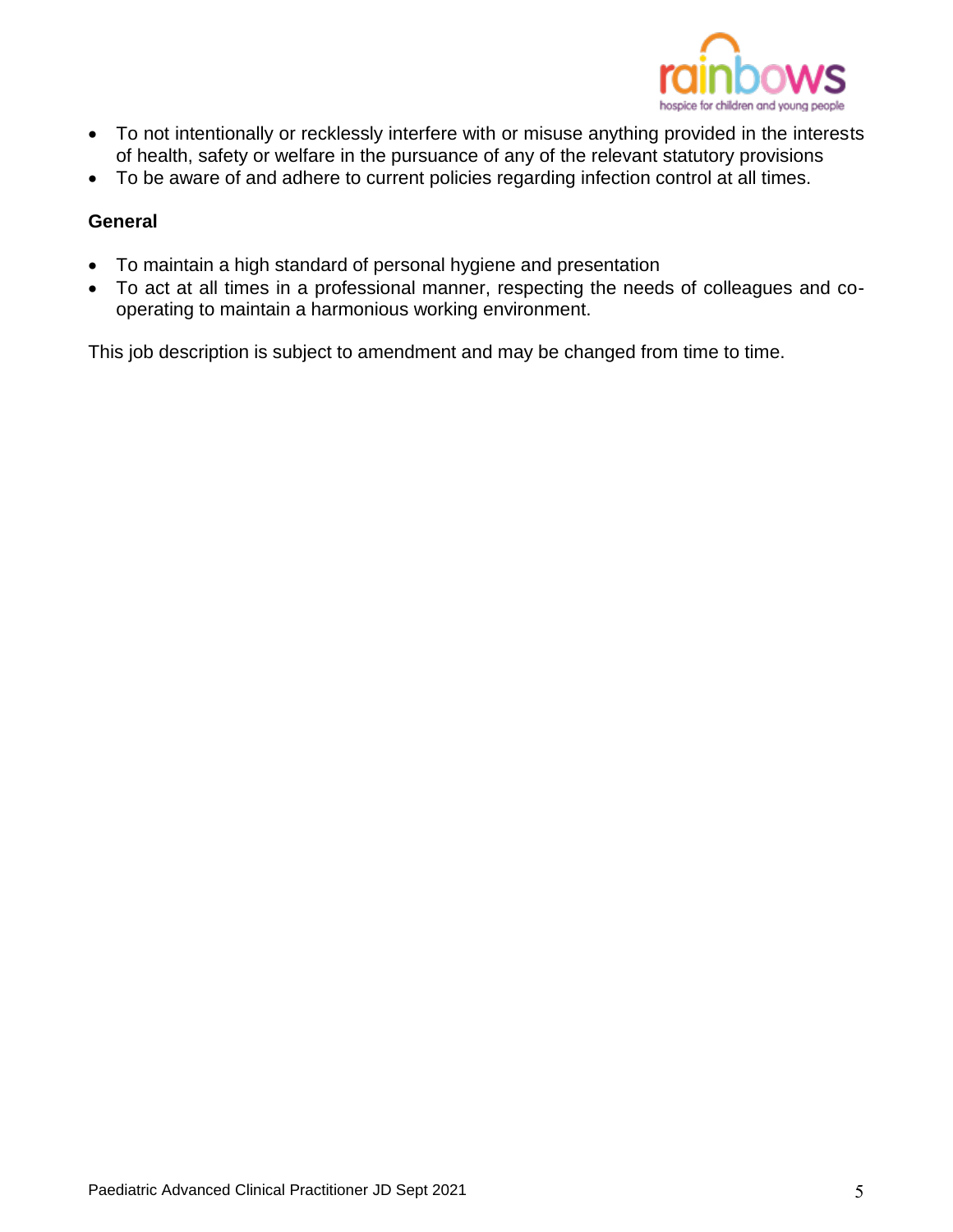- To not intentionally or recklessly interfere with or misuse anything provided in the interests of health, safety or welfare in the pursuance of any of the relevant statutory provisions
- To be aware of and adhere to current policies regarding infection control at all times.

**General**

- To maintain a high standard of personal hygiene and presentation
- To act at all times in a professional manner, respecting the needs of colleagues and co-operating to maintain a harmonious working environment.

This job description is subject to amendment and may be changed from time to time.